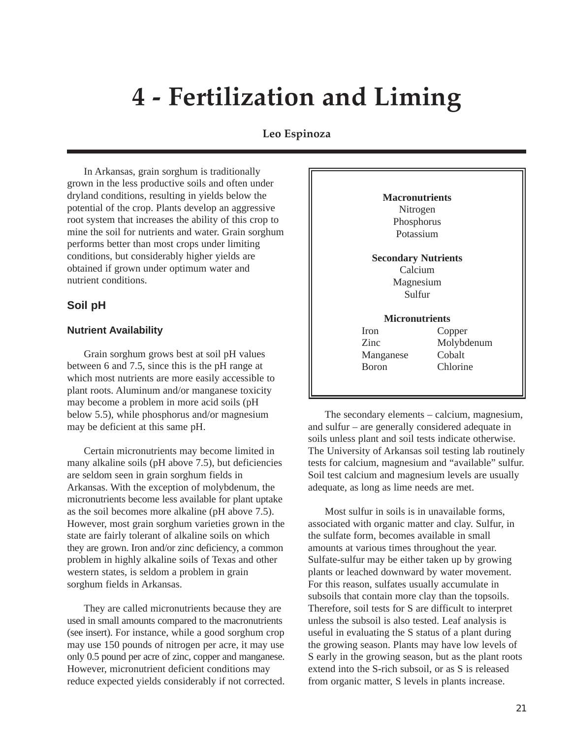# 4 - Fertilization and Liming

**Leo Espinoza**

In Arkansas, grain sorghum is traditionally grown in the less productive soils and often under dryland conditions, resulting in yields below the potential of the crop. Plants develop an aggressive root system that increases the ability of this crop to mine the soil for nutrients and water. Grain sorghum performs better than most crops under limiting conditions, but considerably higher yields are obtained if grown under optimum water and nutrient conditions.

## Soil pH

### Nutrient Availability

Grain sorghum grows best at soil pH values between 6 and 7.5, since this is the pH range at which most nutrients are more easily accessible to plant roots. Aluminum and/or manganese toxicity may become a problem in more acid soils (pH below 5.5), while phosphorus and/or magnesium may be deficient at this same pH.

Certain micronutrients may become limited in many alkaline soils (pH above 7.5), but deficiencies are seldom seen in grain sorghum fields in Arkansas. With the exception of molybdenum, the micronutrients become less available for plant uptake as the soil becomes more alkaline (pH above 7.5). However, most grain sorghum varieties grown in the state are fairly tolerant of alkaline soils on which they are grown. Iron and/or zinc deficiency, a common problem in highly alkaline soils of Texas and other western states, is seldom a problem in grain sorghum fields in Arkansas.

They are called micronutrients because they are used in small amounts compared to the macronutrients (see insert). For instance, while a good sorghum crop may use 150 pounds of nitrogen per acre, it may use only 0.5 pound per acre of zinc, copper and manganese. However, micronutrient deficient conditions may reduce expected yields considerably if not corrected.

**Macronutrients**
Nitrogen
Phosphorus
Potassium

**Secondary Nutrients**
Calcium
Magnesium
Sulfur

**Micronutrients**

| | |
|---|---|
| Iron | Copper |
| Zinc | Molybdenum |
| Manganese | Cobalt |
| Boron | Chlorine |

The secondary elements – calcium, magnesium, and sulfur – are generally considered adequate in soils unless plant and soil tests indicate otherwise. The University of Arkansas soil testing lab routinely tests for calcium, magnesium and "available" sulfur. Soil test calcium and magnesium levels are usually adequate, as long as lime needs are met.

Most sulfur in soils is in unavailable forms, associated with organic matter and clay. Sulfur, in the sulfate form, becomes available in small amounts at various times throughout the year. Sulfate-sulfur may be either taken up by growing plants or leached downward by water movement. For this reason, sulfates usually accumulate in subsoils that contain more clay than the topsoils. Therefore, soil tests for S are difficult to interpret unless the subsoil is also tested. Leaf analysis is useful in evaluating the S status of a plant during the growing season. Plants may have low levels of S early in the growing season, but as the plant roots extend into the S-rich subsoil, or as S is released from organic matter, S levels in plants increase.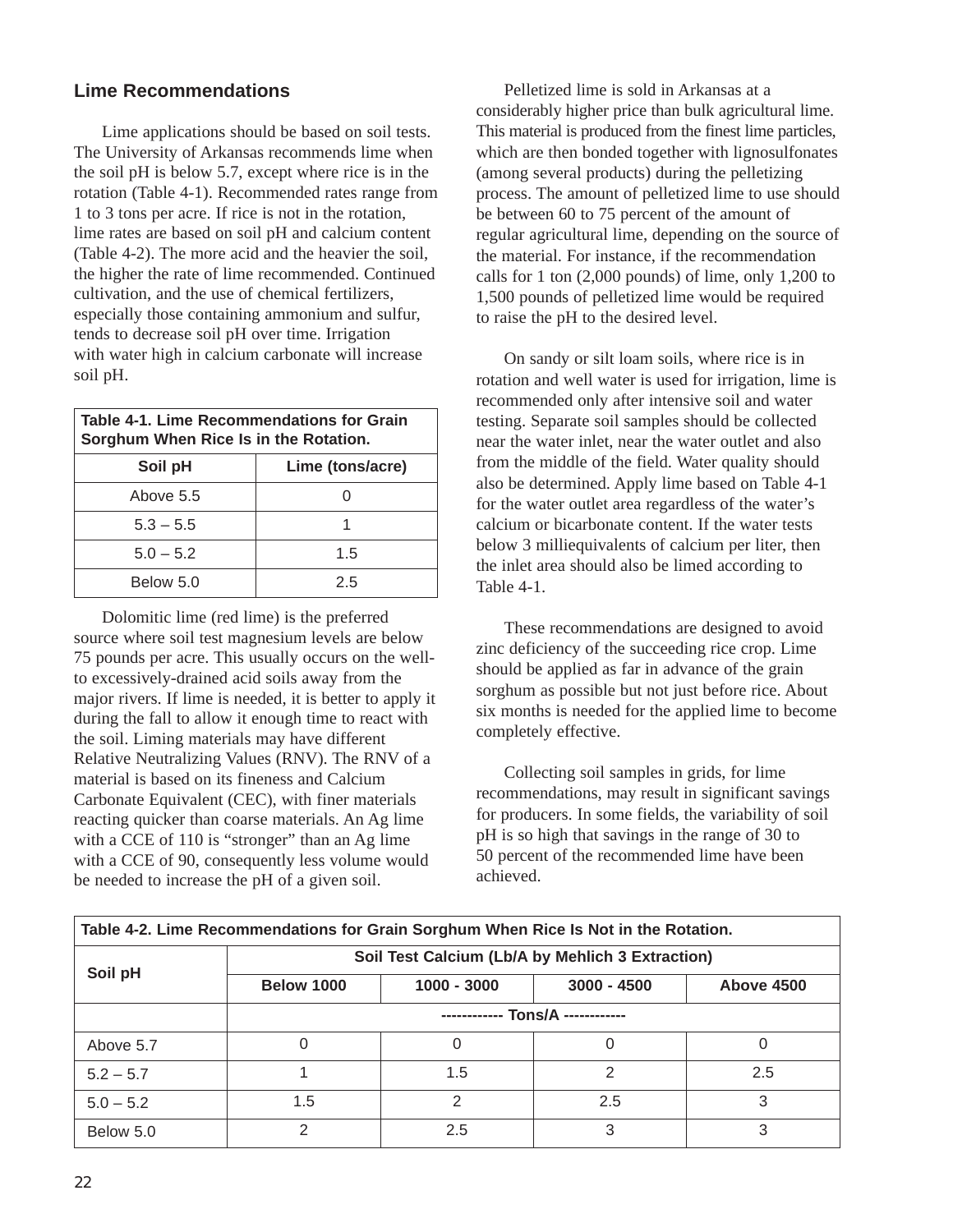## Lime Recommendations

Lime applications should be based on soil tests. The University of Arkansas recommends lime when the soil pH is below 5.7, except where rice is in the rotation (Table 4-1). Recommended rates range from 1 to 3 tons per acre. If rice is not in the rotation, lime rates are based on soil pH and calcium content (Table 4-2). The more acid and the heavier the soil, the higher the rate of lime recommended. Continued cultivation, and the use of chemical fertilizers, especially those containing ammonium and sulfur, tends to decrease soil pH over time. Irrigation with water high in calcium carbonate will increase soil pH.

**Table 4-1. Lime Recommendations for Grain Sorghum When Rice Is in the Rotation.**

| Soil pH | Lime (tons/acre) |
|---|---|
| Above 5.5 | 0 |
| 5.3 – 5.5 | 1 |
| 5.0 – 5.2 | 1.5 |
| Below 5.0 | 2.5 |

Dolomitic lime (red lime) is the preferred source where soil test magnesium levels are below 75 pounds per acre. This usually occurs on the well- to excessively-drained acid soils away from the major rivers. If lime is needed, it is better to apply it during the fall to allow it enough time to react with the soil. Liming materials may have different Relative Neutralizing Values (RNV). The RNV of a material is based on its fineness and Calcium Carbonate Equivalent (CEC), with finer materials reacting quicker than coarse materials. An Ag lime with a CCE of 110 is "stronger" than an Ag lime with a CCE of 90, consequently less volume would be needed to increase the pH of a given soil.

Pelletized lime is sold in Arkansas at a considerably higher price than bulk agricultural lime. This material is produced from the finest lime particles, which are then bonded together with lignosulfonates (among several products) during the pelletizing process. The amount of pelletized lime to use should be between 60 to 75 percent of the amount of regular agricultural lime, depending on the source of the material. For instance, if the recommendation calls for 1 ton (2,000 pounds) of lime, only 1,200 to 1,500 pounds of pelletized lime would be required to raise the pH to the desired level.

On sandy or silt loam soils, where rice is in rotation and well water is used for irrigation, lime is recommended only after intensive soil and water testing. Separate soil samples should be collected near the water inlet, near the water outlet and also from the middle of the field. Water quality should also be determined. Apply lime based on Table 4-1 for the water outlet area regardless of the water's calcium or bicarbonate content. If the water tests below 3 milliequivalents of calcium per liter, then the inlet area should also be limed according to Table 4-1.

These recommendations are designed to avoid zinc deficiency of the succeeding rice crop. Lime should be applied as far in advance of the grain sorghum as possible but not just before rice. About six months is needed for the applied lime to become completely effective.

Collecting soil samples in grids, for lime recommendations, may result in significant savings for producers. In some fields, the variability of soil pH is so high that savings in the range of 30 to 50 percent of the recommended lime have been achieved.

**Table 4-2. Lime Recommendations for Grain Sorghum When Rice Is Not in the Rotation.**

| Soil pH | Soil Test Calcium (Lb/A by Mehlich 3 Extraction) | | | |
|---|---|---|---|---|
| | Below 1000 | 1000 - 3000 | 3000 - 4500 | Above 4500 |
| | ------------ Tons/A ------------ | | | |
| Above 5.7 | 0 | 0 | 0 | 0 |
| 5.2 – 5.7 | 1 | 1.5 | 2 | 2.5 |
| 5.0 – 5.2 | 1.5 | 2 | 2.5 | 3 |
| Below 5.0 | 2 | 2.5 | 3 | 3 |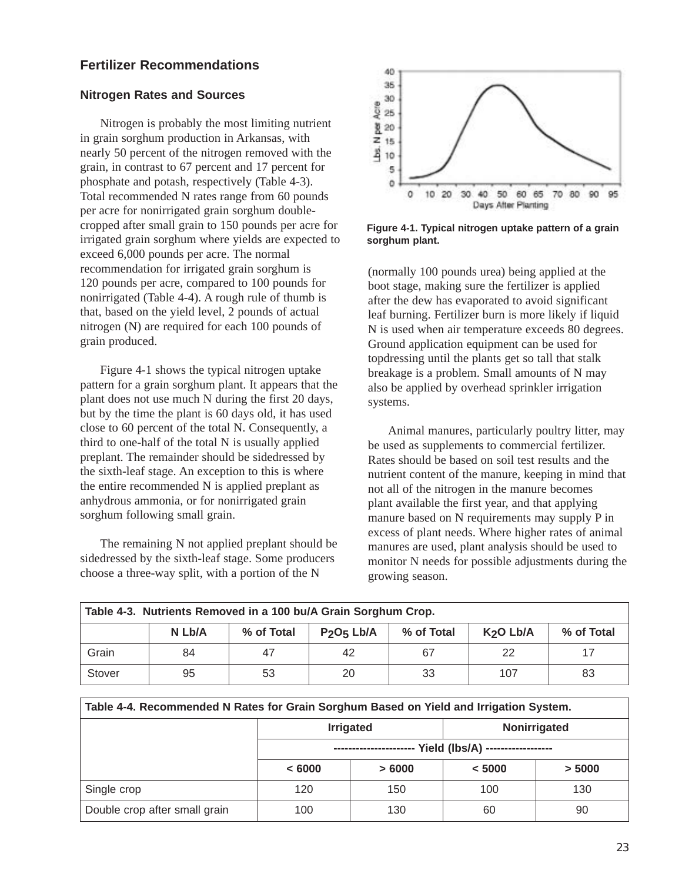## Fertilizer Recommendations

### Nitrogen Rates and Sources

Nitrogen is probably the most limiting nutrient in grain sorghum production in Arkansas, with nearly 50 percent of the nitrogen removed with the grain, in contrast to 67 percent and 17 percent for phosphate and potash, respectively (Table 4-3). Total recommended N rates range from 60 pounds per acre for nonirrigated grain sorghum double-cropped after small grain to 150 pounds per acre for irrigated grain sorghum where yields are expected to exceed 6,000 pounds per acre. The normal recommendation for irrigated grain sorghum is 120 pounds per acre, compared to 100 pounds for nonirrigated (Table 4-4). A rough rule of thumb is that, based on the yield level, 2 pounds of actual nitrogen (N) are required for each 100 pounds of grain produced.

Figure 4-1 shows the typical nitrogen uptake pattern for a grain sorghum plant. It appears that the plant does not use much N during the first 20 days, but by the time the plant is 60 days old, it has used close to 60 percent of the total N. Consequently, a third to one-half of the total N is usually applied preplant. The remainder should be sidedressed by the sixth-leaf stage. An exception to this is where the entire recommended N is applied preplant as anhydrous ammonia, or for nonirrigated grain sorghum following small grain.

The remaining N not applied preplant should be sidedressed by the sixth-leaf stage. Some producers choose a three-way split, with a portion of the N (normally 100 pounds urea) being applied at the boot stage, making sure the fertilizer is applied after the dew has evaporated to avoid significant leaf burning. Fertilizer burn is more likely if liquid N is used when air temperature exceeds 80 degrees. Ground application equipment can be used for topdressing until the plants get so tall that stalk breakage is a problem. Small amounts of N may also be applied by overhead sprinkler irrigation systems.

**Figure 4-1. Typical nitrogen uptake pattern of a grain sorghum plant.**

Animal manures, particularly poultry litter, may be used as supplements to commercial fertilizer. Rates should be based on soil test results and the nutrient content of the manure, keeping in mind that not all of the nitrogen in the manure becomes plant available the first year, and that applying manure based on N requirements may supply P in excess of plant needs. Where higher rates of animal manures are used, plant analysis should be used to monitor N needs for possible adjustments during the growing season.

**Table 4-3. Nutrients Removed in a 100 bu/A Grain Sorghum Crop.**

| | N Lb/A | % of Total | $P_2O_5$ Lb/A | % of Total | $K_2O$ Lb/A | % of Total |
|---|---|---|---|---|---|---|
| Grain | 84 | 47 | 42 | 67 | 22 | 17 |
| Stover | 95 | 53 | 20 | 33 | 107 | 83 |

**Table 4-4. Recommended N Rates for Grain Sorghum Based on Yield and Irrigation System.**

| | Irrigated | | Nonirrigated | |
|---|---|---|---|---|
| | ---------------------- Yield (lbs/A) ------------------ | | | |
| | < 6000 | > 6000 | < 5000 | > 5000 |
| Single crop | 120 | 150 | 100 | 130 |
| Double crop after small grain | 100 | 130 | 60 | 90 |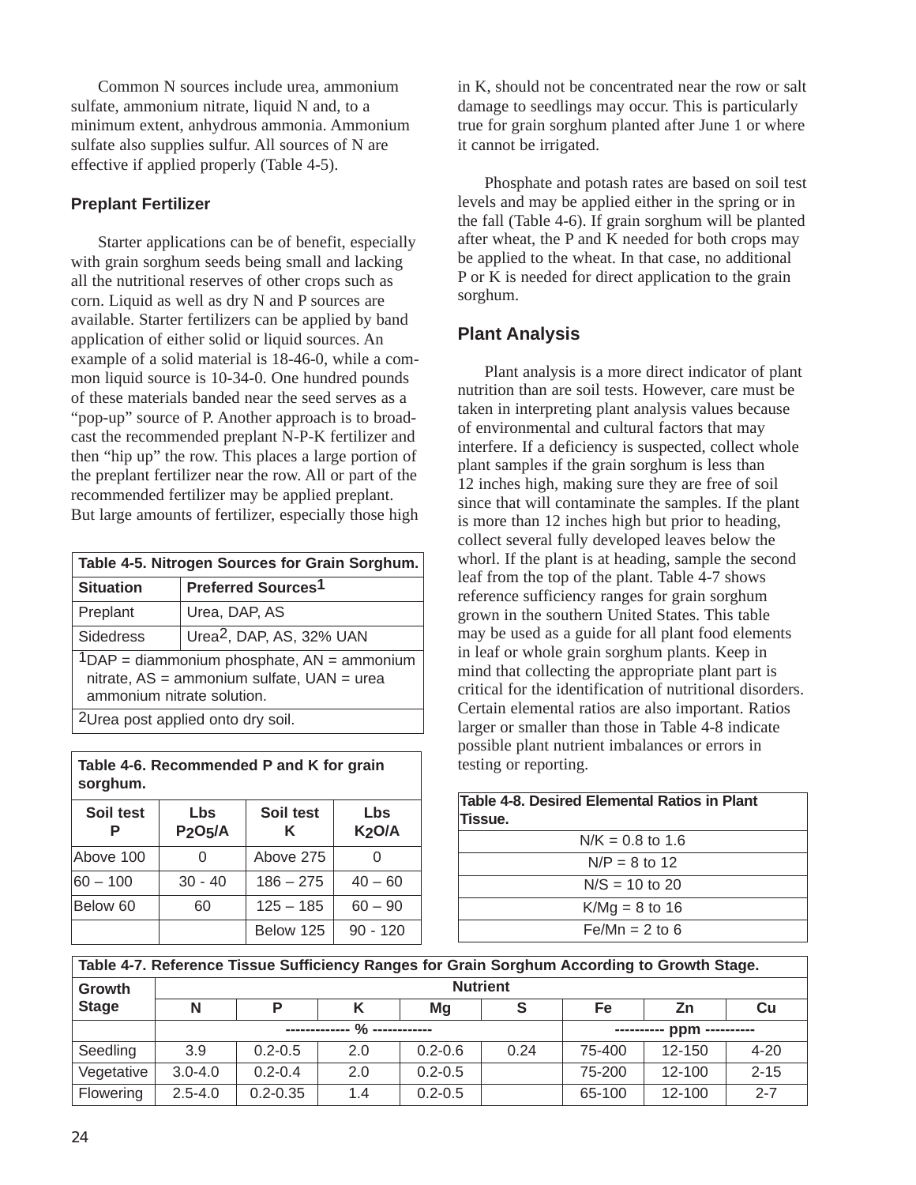Common N sources include urea, ammonium sulfate, ammonium nitrate, liquid N and, to a minimum extent, anhydrous ammonia. Ammonium sulfate also supplies sulfur. All sources of N are effective if applied properly (Table 4-5).

### Preplant Fertilizer

Starter applications can be of benefit, especially with grain sorghum seeds being small and lacking all the nutritional reserves of other crops such as corn. Liquid as well as dry N and P sources are available. Starter fertilizers can be applied by band application of either solid or liquid sources. An example of a solid material is 18-46-0, while a common liquid source is 10-34-0. One hundred pounds of these materials banded near the seed serves as a "pop-up" source of P. Another approach is to broadcast the recommended preplant N-P-K fertilizer and then "hip up" the row. This places a large portion of the preplant fertilizer near the row. All or part of the recommended fertilizer may be applied preplant. But large amounts of fertilizer, especially those high in K, should not be concentrated near the row or salt damage to seedlings may occur. This is particularly true for grain sorghum planted after June 1 or where it cannot be irrigated.

Phosphate and potash rates are based on soil test levels and may be applied either in the spring or in the fall (Table 4-6). If grain sorghum will be planted after wheat, the P and K needed for both crops may be applied to the wheat. In that case, no additional P or K is needed for direct application to the grain sorghum.

**Table 4-5. Nitrogen Sources for Grain Sorghum.**

| Situation | Preferred Sources[1] |
|---|---|
| Preplant | Urea, DAP, AS |
| Sidedress | Urea[2], DAP, AS, 32% UAN |

[1]DAP = diammonium phosphate, AN = ammonium nitrate, AS = ammonium sulfate, UAN = urea ammonium nitrate solution.

[2]Urea post applied onto dry soil.

**Table 4-6. Recommended P and K for grain sorghum.**

| Soil test P | Lbs $P_2O_5$/A | Soil test K | Lbs $K_2O$/A |
|---|---|---|---|
| Above 100 | 0 | Above 275 | 0 |
| 60 – 100 | 30 - 40 | 186 – 275 | 40 – 60 |
| Below 60 | 60 | 125 – 185 | 60 – 90 |
| | | Below 125 | 90 - 120 |

### Plant Analysis

Plant analysis is a more direct indicator of plant nutrition than are soil tests. However, care must be taken in interpreting plant analysis values because of environmental and cultural factors that may interfere. If a deficiency is suspected, collect whole plant samples if the grain sorghum is less than 12 inches high, making sure they are free of soil since that will contaminate the samples. If the plant is more than 12 inches high but prior to heading, collect several fully developed leaves below the whorl. If the plant is at heading, sample the second leaf from the top of the plant. Table 4-7 shows reference sufficiency ranges for grain sorghum grown in the southern United States. This table may be used as a guide for all plant food elements in leaf or whole grain sorghum plants. Keep in mind that collecting the appropriate plant part is critical for the identification of nutritional disorders. Certain elemental ratios are also important. Ratios larger or smaller than those in Table 4-8 indicate possible plant nutrient imbalances or errors in testing or reporting.

**Table 4-8. Desired Elemental Ratios in Plant Tissue.**

| |
|---|
| N/K = 0.8 to 1.6 |
| N/P = 8 to 12 |
| N/S = 10 to 20 |
| K/Mg = 8 to 16 |
| Fe/Mn = 2 to 6 |

**Table 4-7. Reference Tissue Sufficiency Ranges for Grain Sorghum According to Growth Stage.**

| Growth Stage | Nutrient | | | | | | | |
|---|---|---|---|---|---|---|---|---|
| | N | P | K | Mg | S | Fe | Zn | Cu |
| | ------------- % ------------ | | | | | ---------- ppm ---------- | | |
| Seedling | 3.9 | 0.2-0.5 | 2.0 | 0.2-0.6 | 0.24 | 75-400 | 12-150 | 4-20 |
| Vegetative | 3.0-4.0 | 0.2-0.4 | 2.0 | 0.2-0.5 | | 75-200 | 12-100 | 2-15 |
| Flowering | 2.5-4.0 | 0.2-0.35 | 1.4 | 0.2-0.5 | | 65-100 | 12-100 | 2-7 |